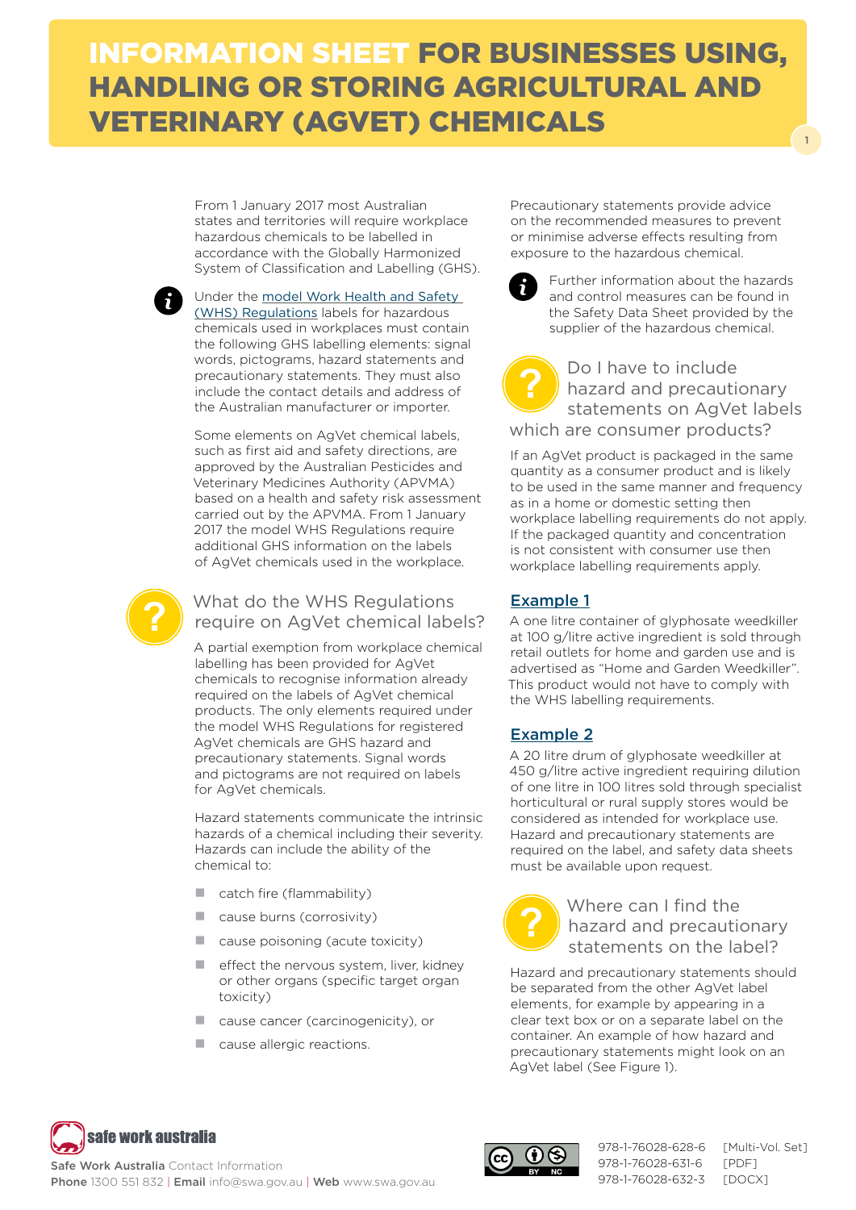# INFORMATION SHEET FOR BUSINESSES USING, HANDLING OR STORING AGRICULTURAL AND VETERINARY (AGVET) CHEMICALS

From 1 January 2017 most Australian states and territories will require workplace hazardous chemicals to be labelled in accordance with the Globally Harmonized System of Classification and Labelling (GHS).

Under the [model Work Health and Safety (WHS) Regulations] labels for hazardous chemicals used in workplaces must contain the following GHS labelling elements: signal words, pictograms, hazard statements and precautionary statements. They must also include the contact details and address of the Australian manufacturer or importer.

Some elements on AgVet chemical labels, such as first aid and safety directions, are approved by the Australian Pesticides and Veterinary Medicines Authority (APVMA) based on a health and safety risk assessment carried out by the APVMA. From 1 January 2017 the model WHS Regulations require additional GHS information on the labels of AgVet chemicals used in the workplace.

## What do the WHS Regulations require on AgVet chemical labels?

A partial exemption from workplace chemical labelling has been provided for AgVet chemicals to recognise information already required on the labels of AgVet chemical products. The only elements required under the model WHS Regulations for registered AgVet chemicals are GHS hazard and precautionary statements. Signal words and pictograms are not required on labels for AgVet chemicals.

Hazard statements communicate the intrinsic hazards of a chemical including their severity. Hazards can include the ability of the chemical to:

- catch fire (flammability)
- cause burns (corrosivity)
- cause poisoning (acute toxicity)
- effect the nervous system, liver, kidney or other organs (specific target organ toxicity)
- cause cancer (carcinogenicity), or
- cause allergic reactions.

Precautionary statements provide advice on the recommended measures to prevent or minimise adverse effects resulting from exposure to the hazardous chemical.

Further information about the hazards and control measures can be found in the Safety Data Sheet provided by the supplier of the hazardous chemical.

## Do I have to include hazard and precautionary statements on AgVet labels which are consumer products?

If an AgVet product is packaged in the same quantity as a consumer product and is likely to be used in the same manner and frequency as in a home or domestic setting then workplace labelling requirements do not apply. If the packaged quantity and concentration is not consistent with consumer use then workplace labelling requirements apply.

### Example 1

A one litre container of glyphosate weedkiller at 100 g/litre active ingredient is sold through retail outlets for home and garden use and is advertised as "Home and Garden Weedkiller". This product would not have to comply with the WHS labelling requirements.

### Example 2

A 20 litre drum of glyphosate weedkiller at 450 g/litre active ingredient requiring dilution of one litre in 100 litres sold through specialist horticultural or rural supply stores would be considered as intended for workplace use. Hazard and precautionary statements are required on the label, and safety data sheets must be available upon request.

## Where can I find the hazard and precautionary statements on the label?

Hazard and precautionary statements should be separated from the other AgVet label elements, for example by appearing in a clear text box or on a separate label on the container. An example of how hazard and precautionary statements might look on an AgVet label (See Figure 1).

safe work australia

**Safe Work Australia** Contact Information
**Phone** 1300 551 832 | **Email** info@swa.gov.au | **Web** www.swa.gov.au

978-1-76028-628-6 [Multi-Vol. Set]
978-1-76028-631-6 [PDF]
978-1-76028-632-3 [DOCX]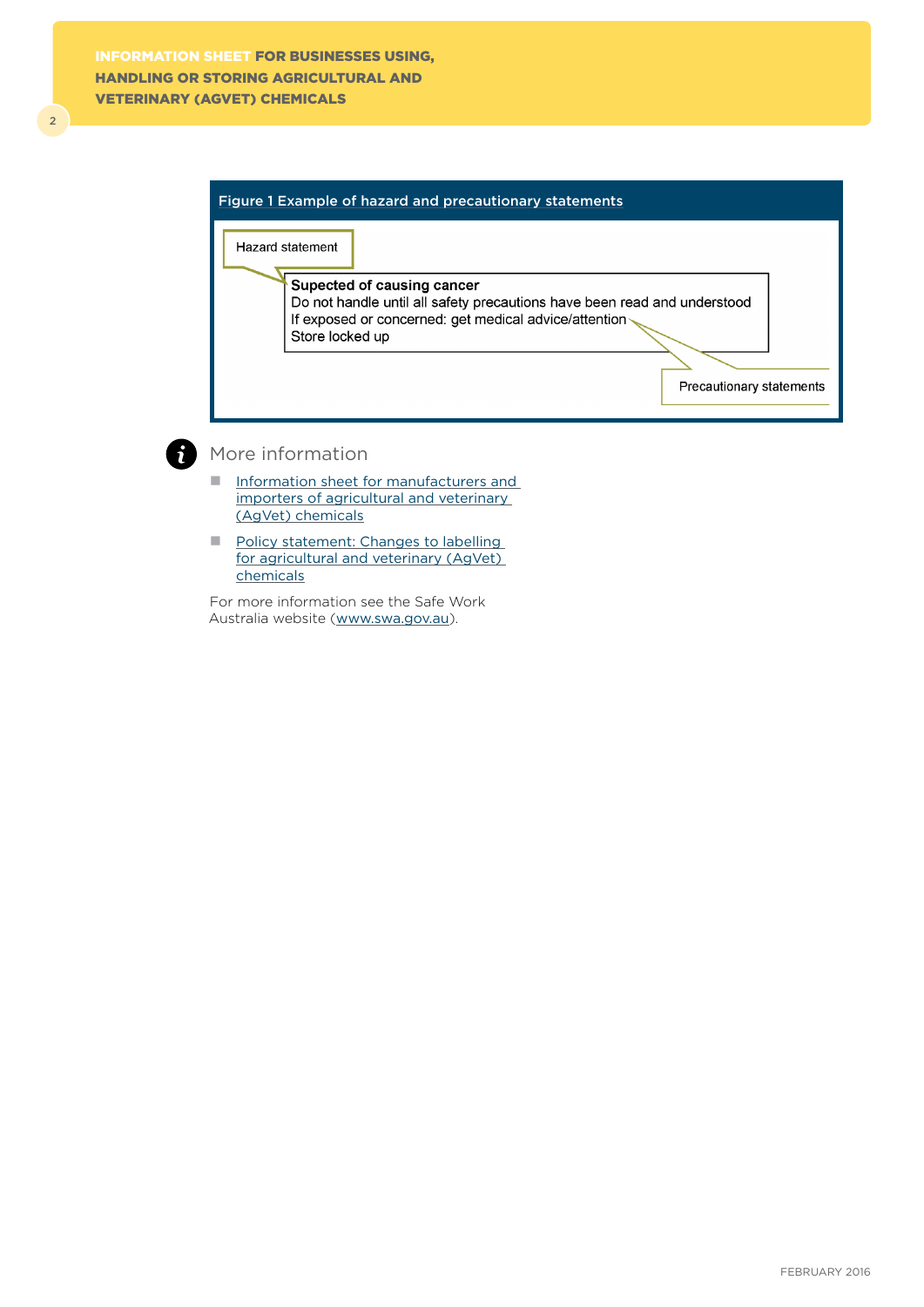**Figure 1 Example of hazard and precautionary statements**

Hazard statement

**Supected of causing cancer**
Do not handle until all safety precautions have been read and understood
If exposed or concerned: get medical advice/attention
Store locked up

Precautionary statements

## More information

- Information sheet for manufacturers and importers of agricultural and veterinary (AgVet) chemicals
- Policy statement: Changes to labelling for agricultural and veterinary (AgVet) chemicals

For more information see the Safe Work Australia website (www.swa.gov.au).

FEBRUARY 2016